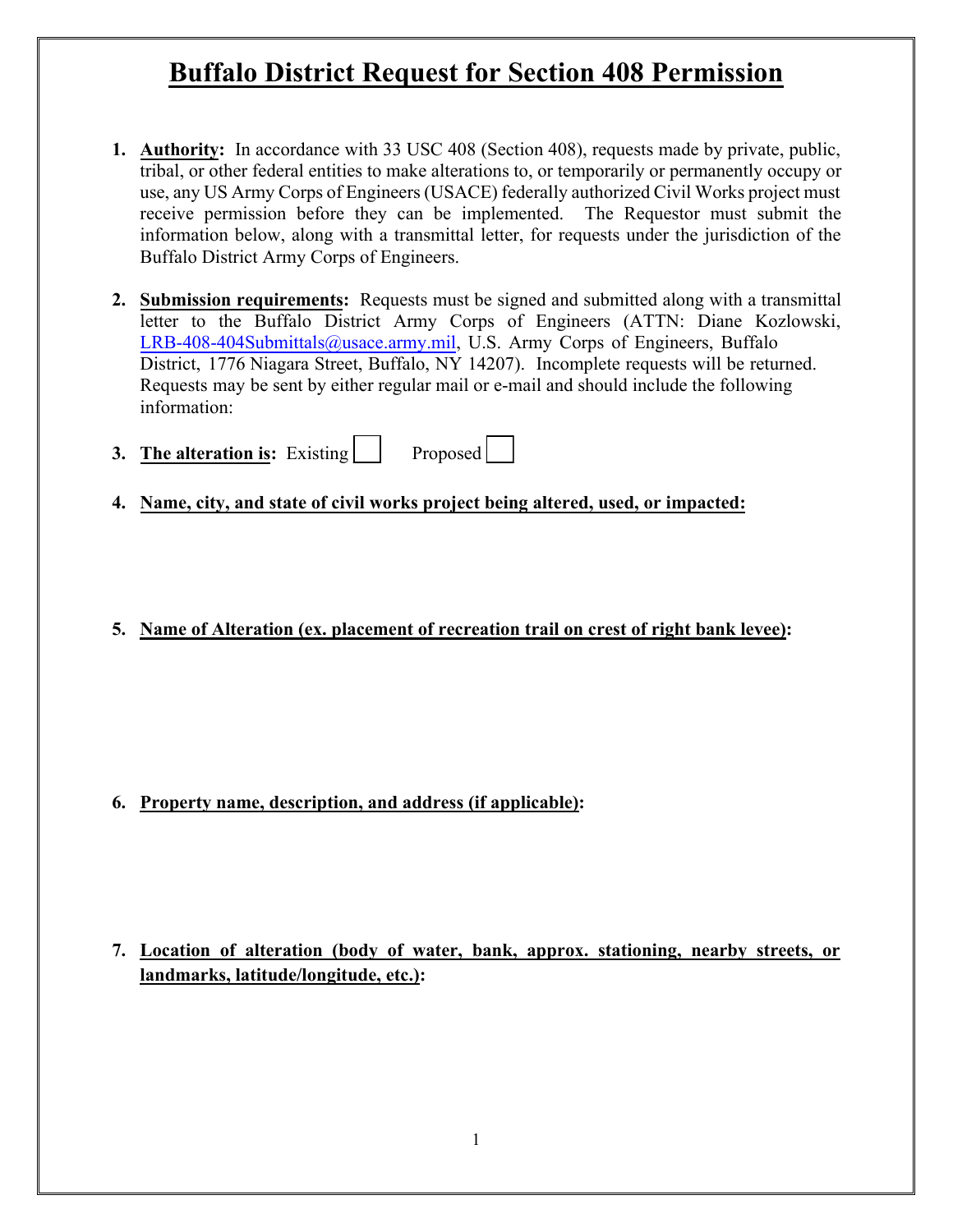# Buffalo District Request for Section 408 Permission

1. **Authority:** In accordance with 33 USC 408 (Section 408), requests made by private, public, tribal, or other federal entities to make alterations to, or temporarily or permanently occupy or use, any US Army Corps of Engineers (USACE) federally authorized Civil Works project must receive permission before they can be implemented. The Requestor must submit the information below, along with a transmittal letter, for requests under the jurisdiction of the Buffalo District Army Corps of Engineers.

2. **Submission requirements:** Requests must be signed and submitted along with a transmittal letter to the Buffalo District Army Corps of Engineers (ATTN: Diane Kozlowski, LRB-408-404Submittals@usace.army.mil, U.S. Army Corps of Engineers, Buffalo District, 1776 Niagara Street, Buffalo, NY 14207). Incomplete requests will be returned. Requests may be sent by either regular mail or e-mail and should include the following information:

3. **The alteration is:** Existing ☐ Proposed ☐

4. **Name, city, and state of civil works project being altered, used, or impacted:**

5. **Name of Alteration (ex. placement of recreation trail on crest of right bank levee):**

6. **Property name, description, and address (if applicable):**

7. **Location of alteration (body of water, bank, approx. stationing, nearby streets, or landmarks, latitude/longitude, etc.):**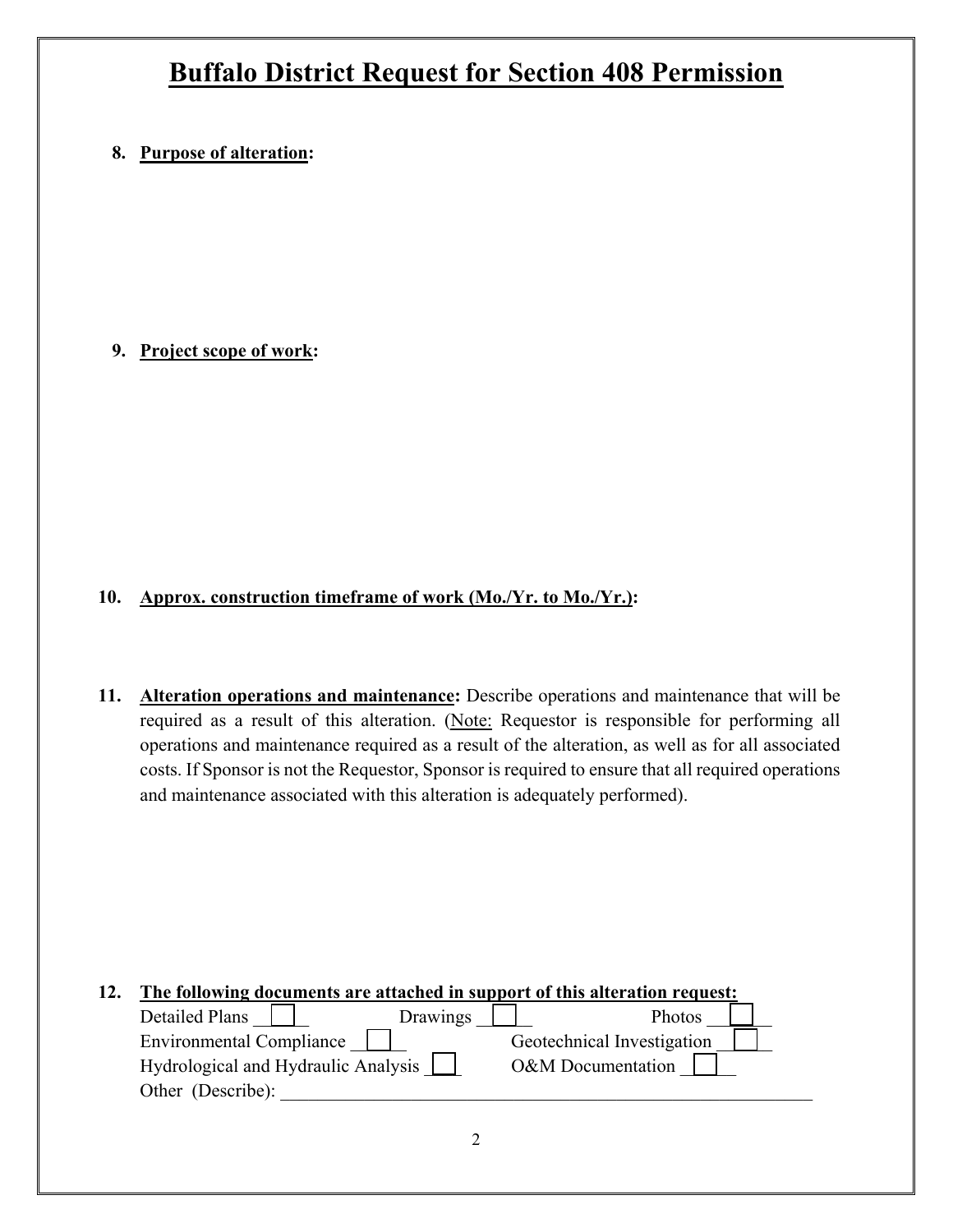# Buffalo District Request for Section 408 Permission

8. **Purpose of alteration:**

9. **Project scope of work:**

10. **Approx. construction timeframe of work (Mo./Yr. to Mo./Yr.):**

11. **Alteration operations and maintenance:** Describe operations and maintenance that will be required as a result of this alteration. (Note: Requestor is responsible for performing all operations and maintenance required as a result of the alteration, as well as for all associated costs. If Sponsor is not the Requestor, Sponsor is required to ensure that all required operations and maintenance associated with this alteration is adequately performed).

12. **The following documents are attached in support of this alteration request:**

- Detailed Plans ☐
- Drawings ☐
- Photos ☐
- Environmental Compliance ☐
- Geotechnical Investigation ☐
- Hydrological and Hydraulic Analysis ☐
- O&M Documentation ☐
- Other (Describe): ______________________________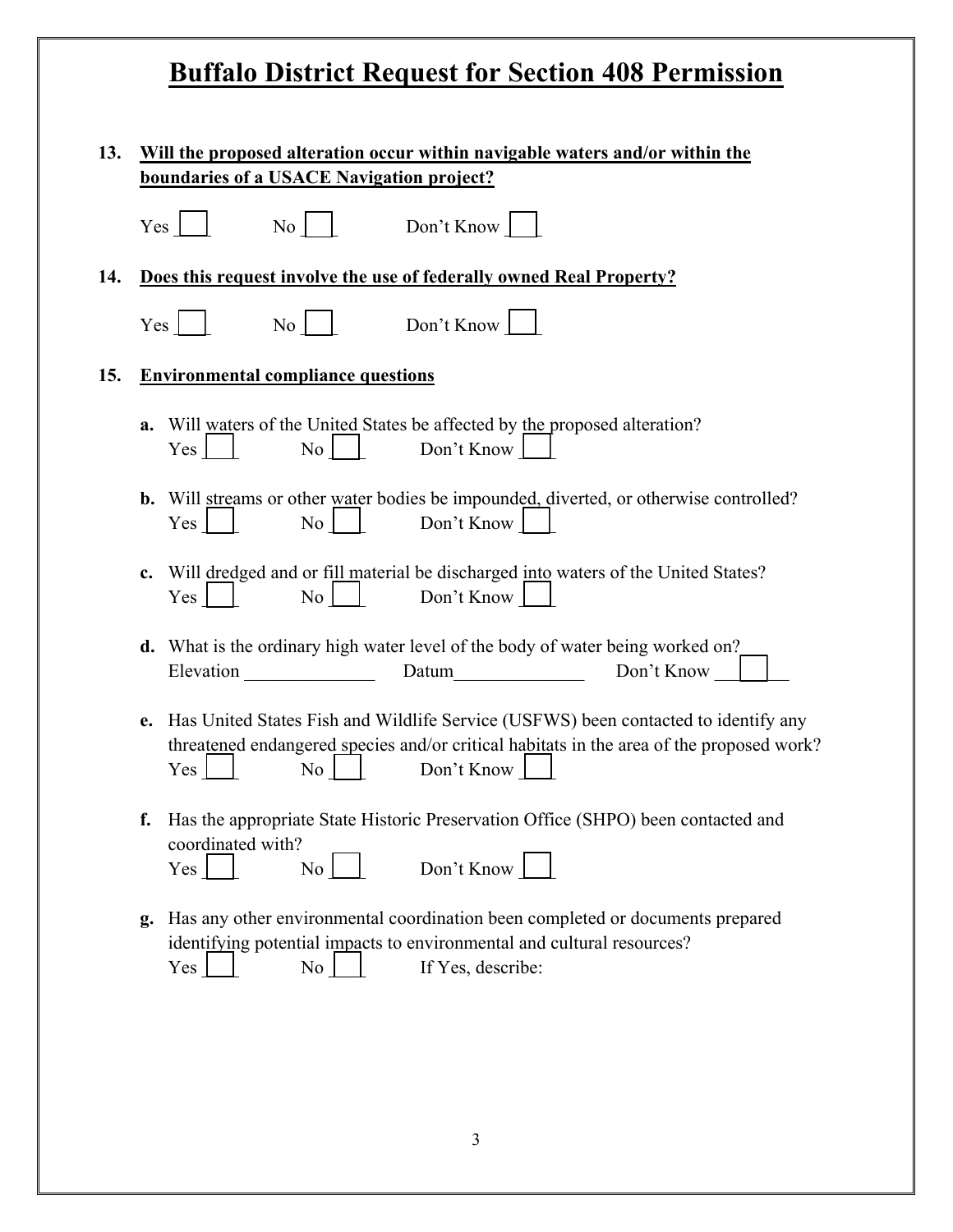# Buffalo District Request for Section 408 Permission

**13. Will the proposed alteration occur within navigable waters and/or within the boundaries of a USACE Navigation project?**

Yes ☐ No ☐ Don't Know ☐

**14. Does this request involve the use of federally owned Real Property?**

Yes ☐ No ☐ Don't Know ☐

**15. Environmental compliance questions**

**a.** Will waters of the United States be affected by the proposed alteration?
Yes ☐ No ☐ Don't Know ☐

**b.** Will streams or other water bodies be impounded, diverted, or otherwise controlled?
Yes ☐ No ☐ Don't Know ☐

**c.** Will dredged and or fill material be discharged into waters of the United States?
Yes ☐ No ☐ Don't Know ☐

**d.** What is the ordinary high water level of the body of water being worked on?
Elevation ______________ Datum______________ Don't Know ☐

**e.** Has United States Fish and Wildlife Service (USFWS) been contacted to identify any threatened endangered species and/or critical habitats in the area of the proposed work?
Yes ☐ No ☐ Don't Know ☐

**f.** Has the appropriate State Historic Preservation Office (SHPO) been contacted and coordinated with?
Yes ☐ No ☐ Don't Know ☐

**g.** Has any other environmental coordination been completed or documents prepared identifying potential impacts to environmental and cultural resources?
Yes ☐ No ☐ If Yes, describe: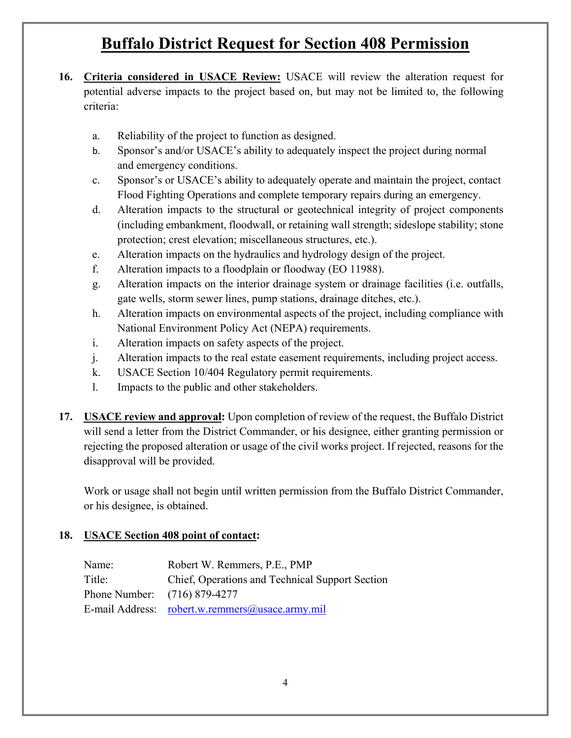# Buffalo District Request for Section 408 Permission

**16. Criteria considered in USACE Review:** USACE will review the alteration request for potential adverse impacts to the project based on, but may not be limited to, the following criteria:

a. Reliability of the project to function as designed.
b. Sponsor's and/or USACE's ability to adequately inspect the project during normal and emergency conditions.
c. Sponsor's or USACE's ability to adequately operate and maintain the project, contact Flood Fighting Operations and complete temporary repairs during an emergency.
d. Alteration impacts to the structural or geotechnical integrity of project components (including embankment, floodwall, or retaining wall strength; sideslope stability; stone protection; crest elevation; miscellaneous structures, etc.).
e. Alteration impacts on the hydraulics and hydrology design of the project.
f. Alteration impacts to a floodplain or floodway (EO 11988).
g. Alteration impacts on the interior drainage system or drainage facilities (i.e. outfalls, gate wells, storm sewer lines, pump stations, drainage ditches, etc.).
h. Alteration impacts on environmental aspects of the project, including compliance with National Environment Policy Act (NEPA) requirements.
i. Alteration impacts on safety aspects of the project.
j. Alteration impacts to the real estate easement requirements, including project access.
k. USACE Section 10/404 Regulatory permit requirements.
l. Impacts to the public and other stakeholders.

**17. USACE review and approval:** Upon completion of review of the request, the Buffalo District will send a letter from the District Commander, or his designee, either granting permission or rejecting the proposed alteration or usage of the civil works project. If rejected, reasons for the disapproval will be provided.

Work or usage shall not begin until written permission from the Buffalo District Commander, or his designee, is obtained.

**18. USACE Section 408 point of contact:**

Name: Robert W. Remmers, P.E., PMP
Title: Chief, Operations and Technical Support Section
Phone Number: (716) 879-4277
E-mail Address: robert.w.remmers@usace.army.mil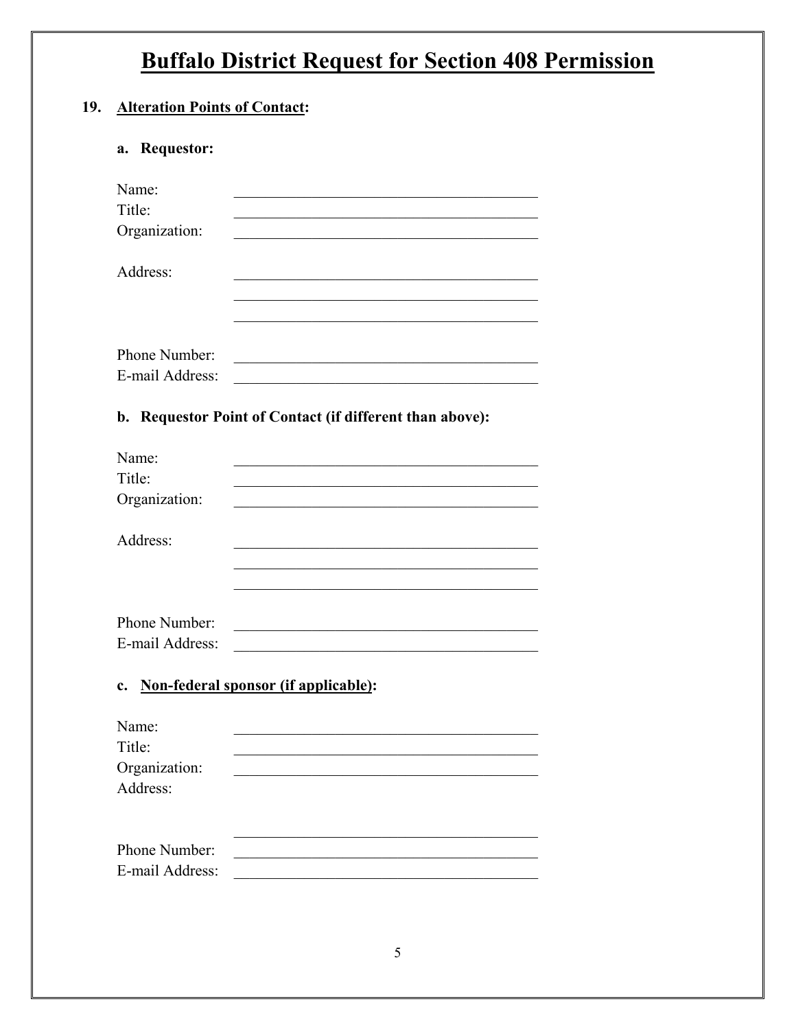# Buffalo District Request for Section 408 Permission

**19. Alteration Points of Contact:**

**a. Requestor:**

Name: ________________________________________
Title: ________________________________________
Organization: ________________________________________

Address: ________________________________________
________________________________________
________________________________________

Phone Number: ________________________________________
E-mail Address: ________________________________________

**b. Requestor Point of Contact (if different than above):**

Name: ________________________________________
Title: ________________________________________
Organization: ________________________________________

Address: ________________________________________
________________________________________
________________________________________

Phone Number: ________________________________________
E-mail Address: ________________________________________

**c. Non-federal sponsor (if applicable):**

Name: ________________________________________
Title: ________________________________________
Organization: ________________________________________
Address:

________________________________________

Phone Number: ________________________________________
E-mail Address: ________________________________________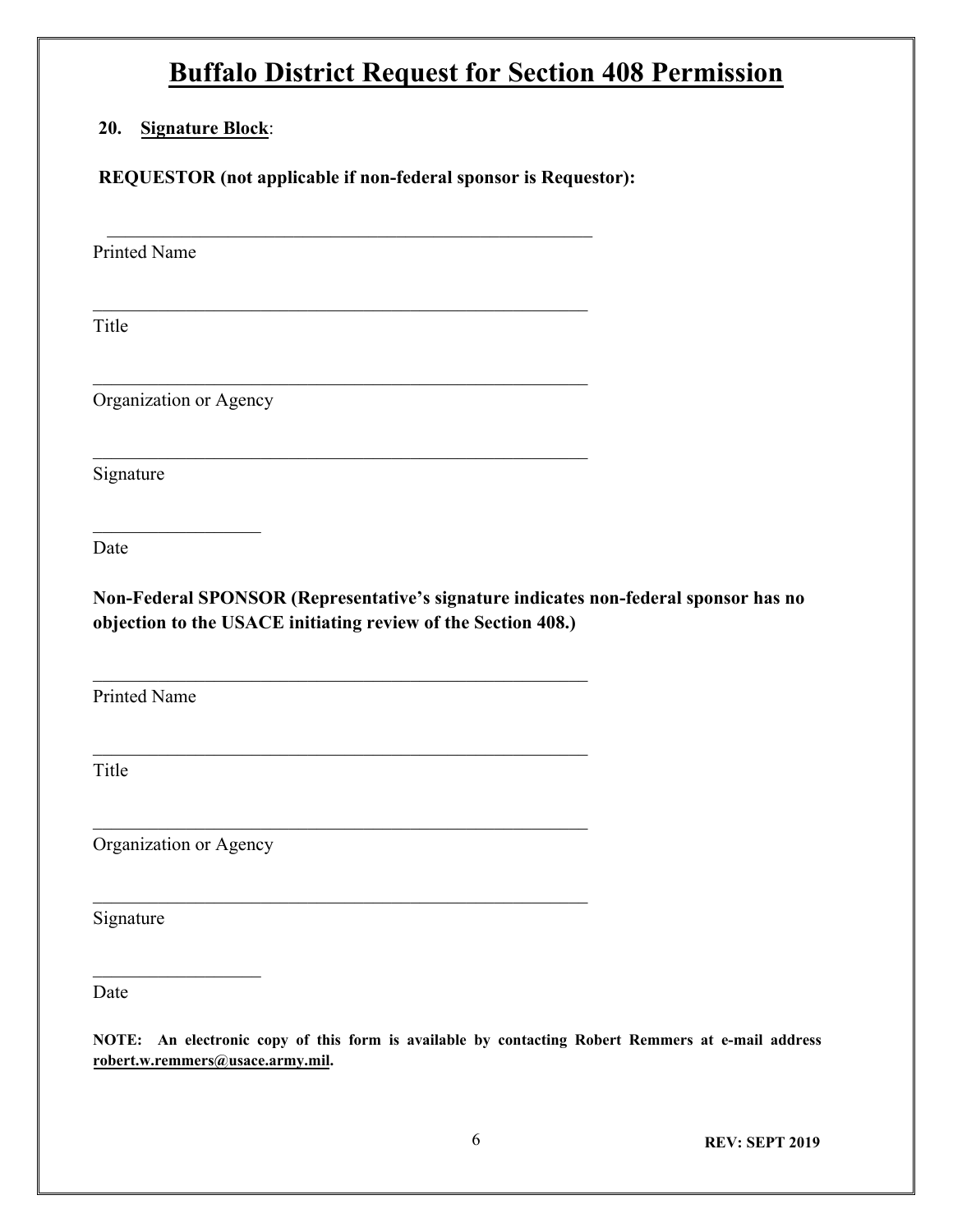# Buffalo District Request for Section 408 Permission

**20. Signature Block**:

**REQUESTOR (not applicable if non-federal sponsor is Requestor):**

\_\_\_\_\_\_\_\_\_\_\_\_\_\_\_\_\_\_\_\_\_\_\_\_\_\_\_\_\_\_\_\_\_\_\_\_\_\_\_\_\_\_\_\_\_\_\_\_\_\_\_\_
Printed Name

\_\_\_\_\_\_\_\_\_\_\_\_\_\_\_\_\_\_\_\_\_\_\_\_\_\_\_\_\_\_\_\_\_\_\_\_\_\_\_\_\_\_\_\_\_\_\_\_\_\_\_\_
Title

\_\_\_\_\_\_\_\_\_\_\_\_\_\_\_\_\_\_\_\_\_\_\_\_\_\_\_\_\_\_\_\_\_\_\_\_\_\_\_\_\_\_\_\_\_\_\_\_\_\_\_\_
Organization or Agency

\_\_\_\_\_\_\_\_\_\_\_\_\_\_\_\_\_\_\_\_\_\_\_\_\_\_\_\_\_\_\_\_\_\_\_\_\_\_\_\_\_\_\_\_\_\_\_\_\_\_\_\_
Signature

\_\_\_\_\_\_\_\_\_\_\_\_\_\_\_\_\_\_
Date

**Non-Federal SPONSOR (Representative's signature indicates non-federal sponsor has no objection to the USACE initiating review of the Section 408.)**

\_\_\_\_\_\_\_\_\_\_\_\_\_\_\_\_\_\_\_\_\_\_\_\_\_\_\_\_\_\_\_\_\_\_\_\_\_\_\_\_\_\_\_\_\_\_\_\_\_\_\_\_
Printed Name

\_\_\_\_\_\_\_\_\_\_\_\_\_\_\_\_\_\_\_\_\_\_\_\_\_\_\_\_\_\_\_\_\_\_\_\_\_\_\_\_\_\_\_\_\_\_\_\_\_\_\_\_
Title

\_\_\_\_\_\_\_\_\_\_\_\_\_\_\_\_\_\_\_\_\_\_\_\_\_\_\_\_\_\_\_\_\_\_\_\_\_\_\_\_\_\_\_\_\_\_\_\_\_\_\_\_
Organization or Agency

\_\_\_\_\_\_\_\_\_\_\_\_\_\_\_\_\_\_\_\_\_\_\_\_\_\_\_\_\_\_\_\_\_\_\_\_\_\_\_\_\_\_\_\_\_\_\_\_\_\_\_\_
Signature

\_\_\_\_\_\_\_\_\_\_\_\_\_\_\_\_\_\_
Date

**NOTE: An electronic copy of this form is available by contacting Robert Remmers at e-mail address robert.w.remmers@usace.army.mil.**

**REV: SEPT 2019**